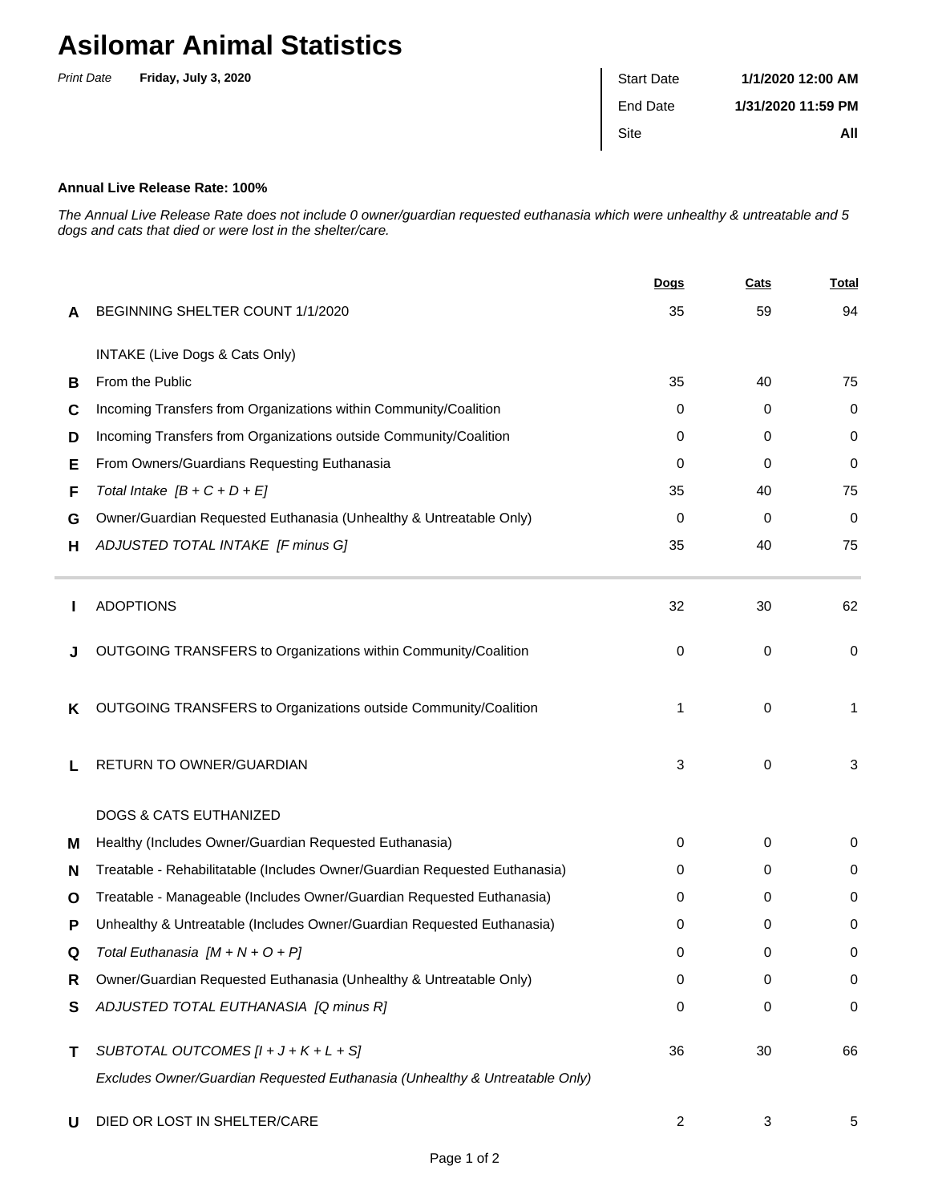# Asilomar Animal Statistics

*Print Date* **Friday, July 3, 2020**

| Start Date | **1/1/2020 12:00 AM** |
|---|---|
| End Date | **1/31/2020 11:59 PM** |
| Site | **All** |

**Annual Live Release Rate: 100%**

*The Annual Live Release Rate does not include 0 owner/guardian requested euthanasia which were unhealthy & untreatable and 5 dogs and cats that died or were lost in the shelter/care.*

| | | Dogs | Cats | Total |
|---|---|---|---|---|
| **A** | BEGINNING SHELTER COUNT 1/1/2020 | 35 | 59 | 94 |
| | INTAKE (Live Dogs & Cats Only) | | | |
| **B** | From the Public | 35 | 40 | 75 |
| **C** | Incoming Transfers from Organizations within Community/Coalition | 0 | 0 | 0 |
| **D** | Incoming Transfers from Organizations outside Community/Coalition | 0 | 0 | 0 |
| **E** | From Owners/Guardians Requesting Euthanasia | 0 | 0 | 0 |
| **F** | *Total Intake [B + C + D + E]* | 35 | 40 | 75 |
| **G** | Owner/Guardian Requested Euthanasia (Unhealthy & Untreatable Only) | 0 | 0 | 0 |
| **H** | *ADJUSTED TOTAL INTAKE [F minus G]* | 35 | 40 | 75 |
| **I** | ADOPTIONS | 32 | 30 | 62 |
| **J** | OUTGOING TRANSFERS to Organizations within Community/Coalition | 0 | 0 | 0 |
| **K** | OUTGOING TRANSFERS to Organizations outside Community/Coalition | 1 | 0 | 1 |
| **L** | RETURN TO OWNER/GUARDIAN | 3 | 0 | 3 |
| | DOGS & CATS EUTHANIZED | | | |
| **M** | Healthy (Includes Owner/Guardian Requested Euthanasia) | 0 | 0 | 0 |
| **N** | Treatable - Rehabilitatable (Includes Owner/Guardian Requested Euthanasia) | 0 | 0 | 0 |
| **O** | Treatable - Manageable (Includes Owner/Guardian Requested Euthanasia) | 0 | 0 | 0 |
| **P** | Unhealthy & Untreatable (Includes Owner/Guardian Requested Euthanasia) | 0 | 0 | 0 |
| **Q** | *Total Euthanasia [M + N + O + P]* | 0 | 0 | 0 |
| **R** | Owner/Guardian Requested Euthanasia (Unhealthy & Untreatable Only) | 0 | 0 | 0 |
| **S** | *ADJUSTED TOTAL EUTHANASIA [Q minus R]* | 0 | 0 | 0 |
| **T** | *SUBTOTAL OUTCOMES [I + J + K + L + S]* *Excludes Owner/Guardian Requested Euthanasia (Unhealthy & Untreatable Only)* | 36 | 30 | 66 |
| **U** | DIED OR LOST IN SHELTER/CARE | 2 | 3 | 5 |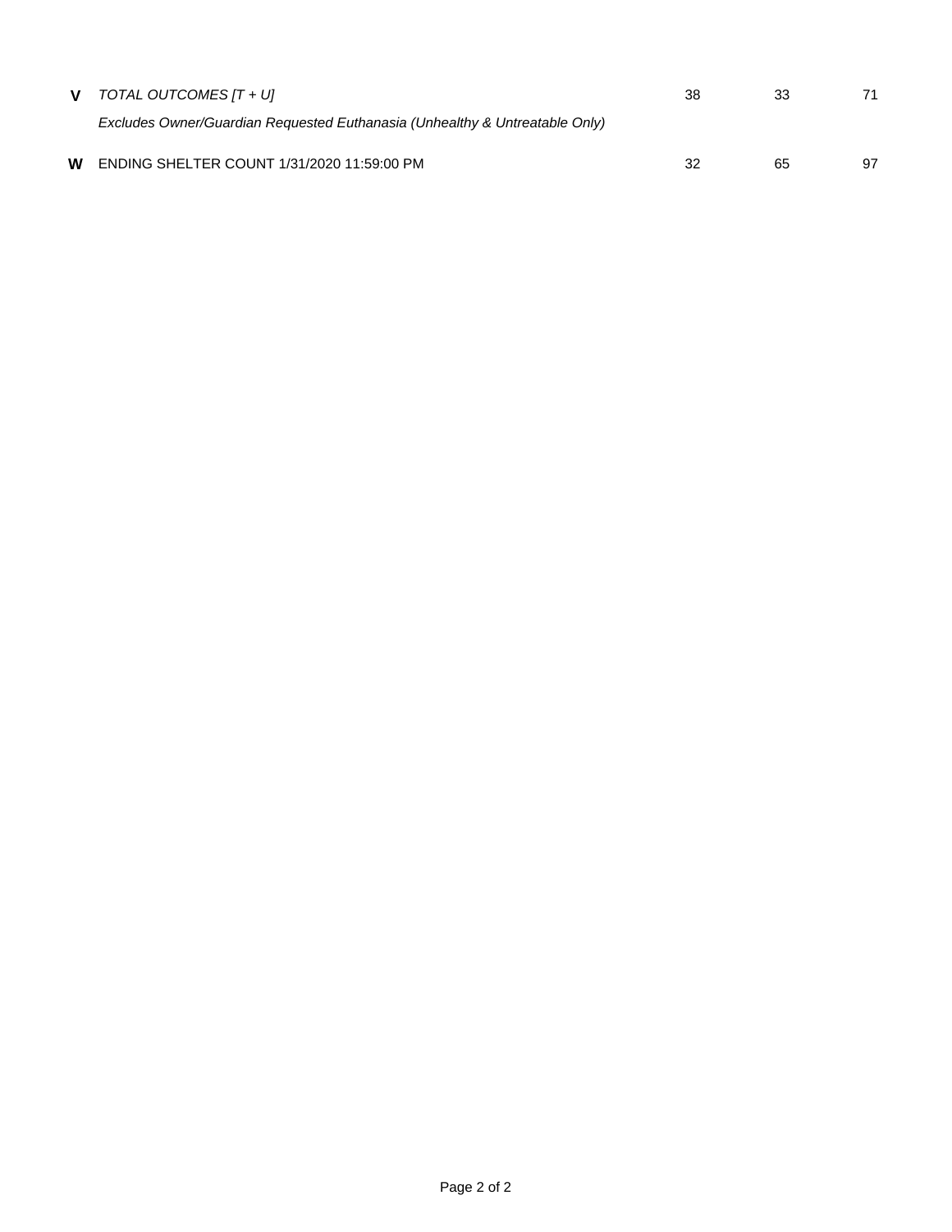| | | | | |
|---|---|---|---|---|
| **V** | *TOTAL OUTCOMES [T + U]* | 38 | 33 | 71 |
| | *Excludes Owner/Guardian Requested Euthanasia (Unhealthy & Untreatable Only)* | | | |
| **W** | ENDING SHELTER COUNT 1/31/2020 11:59:00 PM | 32 | 65 | 97 |